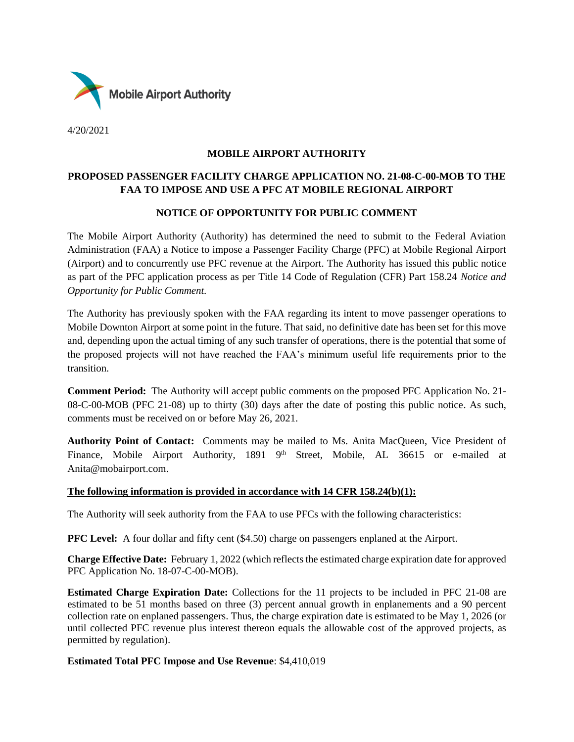Mobile Airport Authority

4/20/2021

# MOBILE AIRPORT AUTHORITY

## PROPOSED PASSENGER FACILITY CHARGE APPLICATION NO. 21-08-C-00-MOB TO THE FAA TO IMPOSE AND USE A PFC AT MOBILE REGIONAL AIRPORT

## NOTICE OF OPPORTUNITY FOR PUBLIC COMMENT

The Mobile Airport Authority (Authority) has determined the need to submit to the Federal Aviation Administration (FAA) a Notice to impose a Passenger Facility Charge (PFC) at Mobile Regional Airport (Airport) and to concurrently use PFC revenue at the Airport. The Authority has issued this public notice as part of the PFC application process as per Title 14 Code of Regulation (CFR) Part 158.24 *Notice and Opportunity for Public Comment.*

The Authority has previously spoken with the FAA regarding its intent to move passenger operations to Mobile Downton Airport at some point in the future. That said, no definitive date has been set for this move and, depending upon the actual timing of any such transfer of operations, there is the potential that some of the proposed projects will not have reached the FAA's minimum useful life requirements prior to the transition.

**Comment Period:** The Authority will accept public comments on the proposed PFC Application No. 21-08-C-00-MOB (PFC 21-08) up to thirty (30) days after the date of posting this public notice. As such, comments must be received on or before May 26, 2021.

**Authority Point of Contact:** Comments may be mailed to Ms. Anita MacQueen, Vice President of Finance, Mobile Airport Authority, 1891 9th Street, Mobile, AL 36615 or e-mailed at Anita@mobairport.com.

**The following information is provided in accordance with 14 CFR 158.24(b)(1):**

The Authority will seek authority from the FAA to use PFCs with the following characteristics:

**PFC Level:** A four dollar and fifty cent ($4.50) charge on passengers enplaned at the Airport.

**Charge Effective Date:** February 1, 2022 (which reflects the estimated charge expiration date for approved PFC Application No. 18-07-C-00-MOB).

**Estimated Charge Expiration Date:** Collections for the 11 projects to be included in PFC 21-08 are estimated to be 51 months based on three (3) percent annual growth in enplanements and a 90 percent collection rate on enplaned passengers. Thus, the charge expiration date is estimated to be May 1, 2026 (or until collected PFC revenue plus interest thereon equals the allowable cost of the approved projects, as permitted by regulation).

**Estimated Total PFC Impose and Use Revenue**: $4,410,019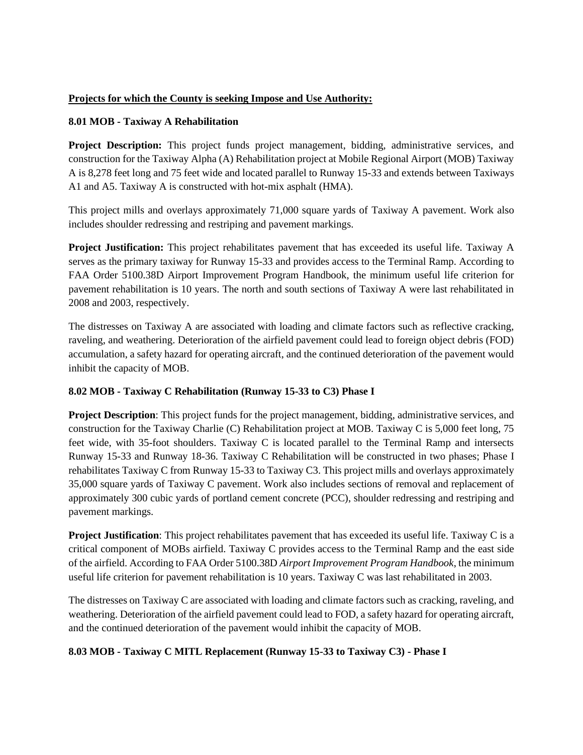**Projects for which the County is seeking Impose and Use Authority:**

**8.01 MOB - Taxiway A Rehabilitation**

**Project Description:** This project funds project management, bidding, administrative services, and construction for the Taxiway Alpha (A) Rehabilitation project at Mobile Regional Airport (MOB) Taxiway A is 8,278 feet long and 75 feet wide and located parallel to Runway 15-33 and extends between Taxiways A1 and A5. Taxiway A is constructed with hot-mix asphalt (HMA).

This project mills and overlays approximately 71,000 square yards of Taxiway A pavement. Work also includes shoulder redressing and restriping and pavement markings.

**Project Justification:** This project rehabilitates pavement that has exceeded its useful life. Taxiway A serves as the primary taxiway for Runway 15-33 and provides access to the Terminal Ramp. According to FAA Order 5100.38D Airport Improvement Program Handbook, the minimum useful life criterion for pavement rehabilitation is 10 years. The north and south sections of Taxiway A were last rehabilitated in 2008 and 2003, respectively.

The distresses on Taxiway A are associated with loading and climate factors such as reflective cracking, raveling, and weathering. Deterioration of the airfield pavement could lead to foreign object debris (FOD) accumulation, a safety hazard for operating aircraft, and the continued deterioration of the pavement would inhibit the capacity of MOB.

**8.02 MOB - Taxiway C Rehabilitation (Runway 15-33 to C3) Phase I**

**Project Description**: This project funds for the project management, bidding, administrative services, and construction for the Taxiway Charlie (C) Rehabilitation project at MOB. Taxiway C is 5,000 feet long, 75 feet wide, with 35-foot shoulders. Taxiway C is located parallel to the Terminal Ramp and intersects Runway 15-33 and Runway 18-36. Taxiway C Rehabilitation will be constructed in two phases; Phase I rehabilitates Taxiway C from Runway 15-33 to Taxiway C3. This project mills and overlays approximately 35,000 square yards of Taxiway C pavement. Work also includes sections of removal and replacement of approximately 300 cubic yards of portland cement concrete (PCC), shoulder redressing and restriping and pavement markings.

**Project Justification**: This project rehabilitates pavement that has exceeded its useful life. Taxiway C is a critical component of MOBs airfield. Taxiway C provides access to the Terminal Ramp and the east side of the airfield. According to FAA Order 5100.38D *Airport Improvement Program Handbook*, the minimum useful life criterion for pavement rehabilitation is 10 years. Taxiway C was last rehabilitated in 2003.

The distresses on Taxiway C are associated with loading and climate factors such as cracking, raveling, and weathering. Deterioration of the airfield pavement could lead to FOD, a safety hazard for operating aircraft, and the continued deterioration of the pavement would inhibit the capacity of MOB.

**8.03 MOB - Taxiway C MITL Replacement (Runway 15-33 to Taxiway C3) - Phase I**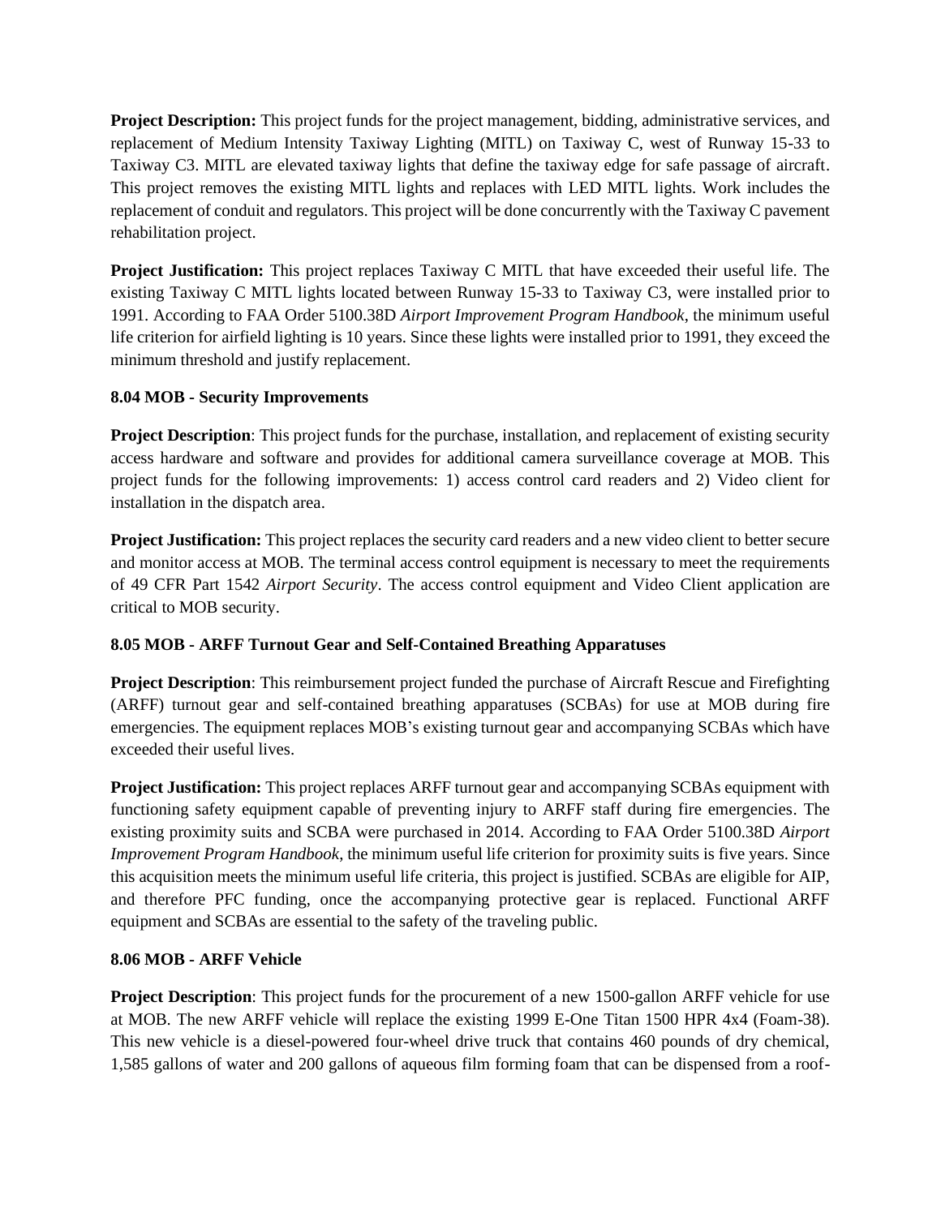**Project Description:** This project funds for the project management, bidding, administrative services, and replacement of Medium Intensity Taxiway Lighting (MITL) on Taxiway C, west of Runway 15-33 to Taxiway C3. MITL are elevated taxiway lights that define the taxiway edge for safe passage of aircraft. This project removes the existing MITL lights and replaces with LED MITL lights. Work includes the replacement of conduit and regulators. This project will be done concurrently with the Taxiway C pavement rehabilitation project.

**Project Justification:** This project replaces Taxiway C MITL that have exceeded their useful life. The existing Taxiway C MITL lights located between Runway 15-33 to Taxiway C3, were installed prior to 1991. According to FAA Order 5100.38D *Airport Improvement Program Handbook*, the minimum useful life criterion for airfield lighting is 10 years. Since these lights were installed prior to 1991, they exceed the minimum threshold and justify replacement.

**8.04 MOB - Security Improvements**

**Project Description**: This project funds for the purchase, installation, and replacement of existing security access hardware and software and provides for additional camera surveillance coverage at MOB. This project funds for the following improvements: 1) access control card readers and 2) Video client for installation in the dispatch area.

**Project Justification:** This project replaces the security card readers and a new video client to better secure and monitor access at MOB. The terminal access control equipment is necessary to meet the requirements of 49 CFR Part 1542 *Airport Security*. The access control equipment and Video Client application are critical to MOB security.

**8.05 MOB - ARFF Turnout Gear and Self-Contained Breathing Apparatuses**

**Project Description**: This reimbursement project funded the purchase of Aircraft Rescue and Firefighting (ARFF) turnout gear and self-contained breathing apparatuses (SCBAs) for use at MOB during fire emergencies. The equipment replaces MOB's existing turnout gear and accompanying SCBAs which have exceeded their useful lives.

**Project Justification:** This project replaces ARFF turnout gear and accompanying SCBAs equipment with functioning safety equipment capable of preventing injury to ARFF staff during fire emergencies. The existing proximity suits and SCBA were purchased in 2014. According to FAA Order 5100.38D *Airport Improvement Program Handbook*, the minimum useful life criterion for proximity suits is five years. Since this acquisition meets the minimum useful life criteria, this project is justified. SCBAs are eligible for AIP, and therefore PFC funding, once the accompanying protective gear is replaced. Functional ARFF equipment and SCBAs are essential to the safety of the traveling public.

**8.06 MOB - ARFF Vehicle**

**Project Description**: This project funds for the procurement of a new 1500-gallon ARFF vehicle for use at MOB. The new ARFF vehicle will replace the existing 1999 E-One Titan 1500 HPR 4x4 (Foam-38). This new vehicle is a diesel-powered four-wheel drive truck that contains 460 pounds of dry chemical, 1,585 gallons of water and 200 gallons of aqueous film forming foam that can be dispensed from a roof-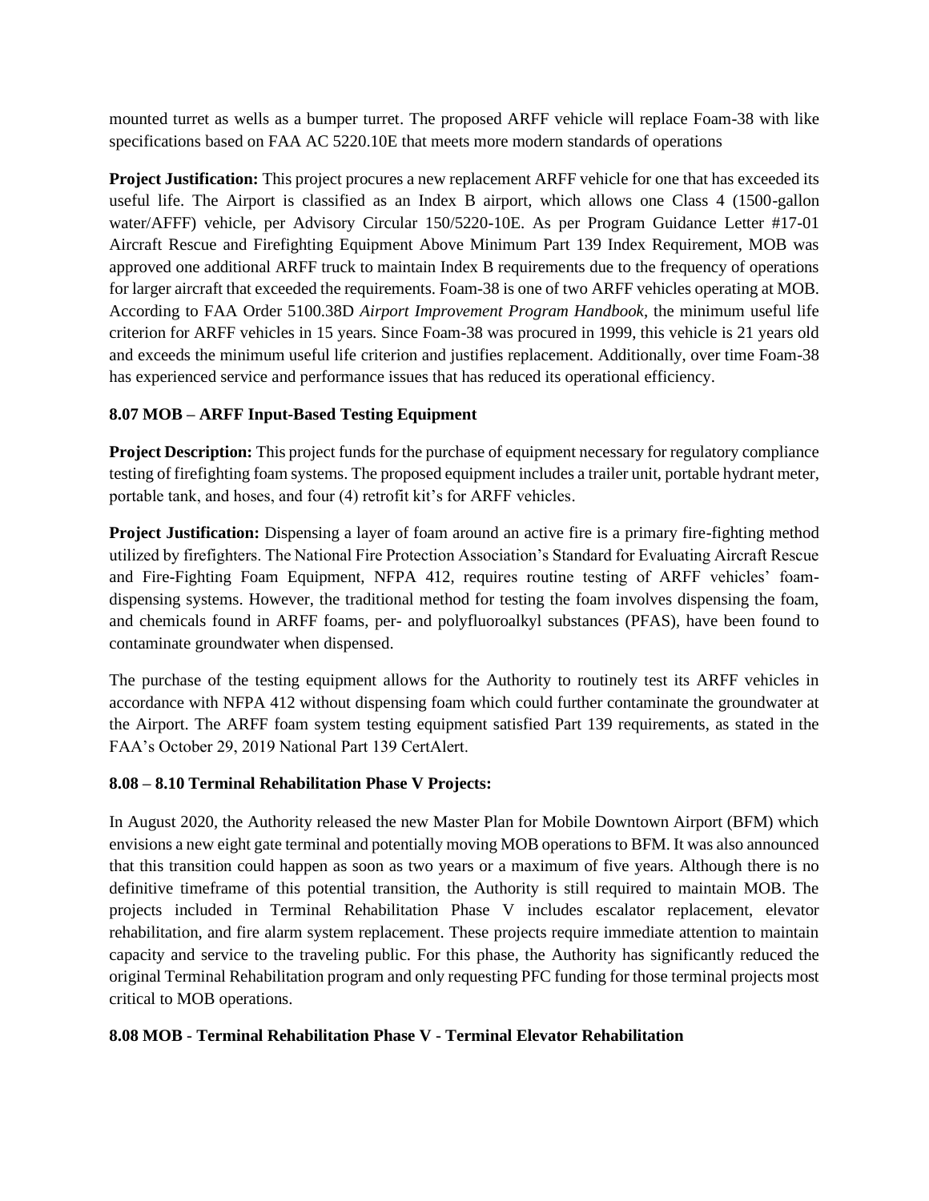mounted turret as wells as a bumper turret. The proposed ARFF vehicle will replace Foam-38 with like specifications based on FAA AC 5220.10E that meets more modern standards of operations

**Project Justification:** This project procures a new replacement ARFF vehicle for one that has exceeded its useful life. The Airport is classified as an Index B airport, which allows one Class 4 (1500-gallon water/AFFF) vehicle, per Advisory Circular 150/5220-10E. As per Program Guidance Letter #17-01 Aircraft Rescue and Firefighting Equipment Above Minimum Part 139 Index Requirement, MOB was approved one additional ARFF truck to maintain Index B requirements due to the frequency of operations for larger aircraft that exceeded the requirements. Foam-38 is one of two ARFF vehicles operating at MOB. According to FAA Order 5100.38D *Airport Improvement Program Handbook*, the minimum useful life criterion for ARFF vehicles in 15 years. Since Foam-38 was procured in 1999, this vehicle is 21 years old and exceeds the minimum useful life criterion and justifies replacement. Additionally, over time Foam-38 has experienced service and performance issues that has reduced its operational efficiency.

### 8.07 MOB – ARFF Input-Based Testing Equipment

**Project Description:** This project funds for the purchase of equipment necessary for regulatory compliance testing of firefighting foam systems. The proposed equipment includes a trailer unit, portable hydrant meter, portable tank, and hoses, and four (4) retrofit kit's for ARFF vehicles.

**Project Justification:** Dispensing a layer of foam around an active fire is a primary fire-fighting method utilized by firefighters. The National Fire Protection Association's Standard for Evaluating Aircraft Rescue and Fire-Fighting Foam Equipment, NFPA 412, requires routine testing of ARFF vehicles' foam-dispensing systems. However, the traditional method for testing the foam involves dispensing the foam, and chemicals found in ARFF foams, per- and polyfluoroalkyl substances (PFAS), have been found to contaminate groundwater when dispensed.

The purchase of the testing equipment allows for the Authority to routinely test its ARFF vehicles in accordance with NFPA 412 without dispensing foam which could further contaminate the groundwater at the Airport. The ARFF foam system testing equipment satisfied Part 139 requirements, as stated in the FAA's October 29, 2019 National Part 139 CertAlert.

### 8.08 – 8.10 Terminal Rehabilitation Phase V Projects:

In August 2020, the Authority released the new Master Plan for Mobile Downtown Airport (BFM) which envisions a new eight gate terminal and potentially moving MOB operations to BFM. It was also announced that this transition could happen as soon as two years or a maximum of five years. Although there is no definitive timeframe of this potential transition, the Authority is still required to maintain MOB. The projects included in Terminal Rehabilitation Phase V includes escalator replacement, elevator rehabilitation, and fire alarm system replacement. These projects require immediate attention to maintain capacity and service to the traveling public. For this phase, the Authority has significantly reduced the original Terminal Rehabilitation program and only requesting PFC funding for those terminal projects most critical to MOB operations.

### 8.08 MOB - Terminal Rehabilitation Phase V - Terminal Elevator Rehabilitation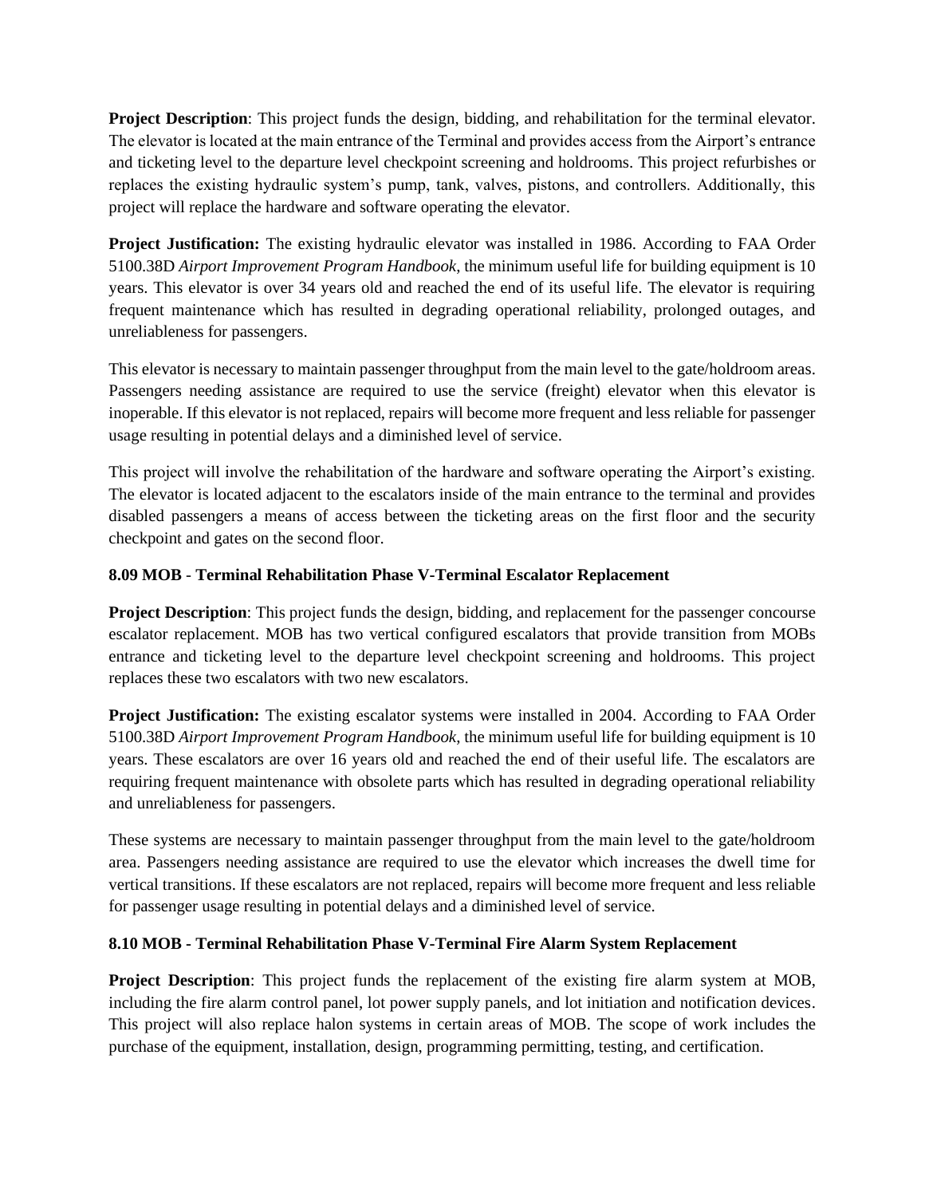**Project Description**: This project funds the design, bidding, and rehabilitation for the terminal elevator. The elevator is located at the main entrance of the Terminal and provides access from the Airport's entrance and ticketing level to the departure level checkpoint screening and holdrooms. This project refurbishes or replaces the existing hydraulic system's pump, tank, valves, pistons, and controllers. Additionally, this project will replace the hardware and software operating the elevator.

**Project Justification:** The existing hydraulic elevator was installed in 1986. According to FAA Order 5100.38D *Airport Improvement Program Handbook*, the minimum useful life for building equipment is 10 years. This elevator is over 34 years old and reached the end of its useful life. The elevator is requiring frequent maintenance which has resulted in degrading operational reliability, prolonged outages, and unreliableness for passengers.

This elevator is necessary to maintain passenger throughput from the main level to the gate/holdroom areas. Passengers needing assistance are required to use the service (freight) elevator when this elevator is inoperable. If this elevator is not replaced, repairs will become more frequent and less reliable for passenger usage resulting in potential delays and a diminished level of service.

This project will involve the rehabilitation of the hardware and software operating the Airport's existing. The elevator is located adjacent to the escalators inside of the main entrance to the terminal and provides disabled passengers a means of access between the ticketing areas on the first floor and the security checkpoint and gates on the second floor.

**8.09 MOB - Terminal Rehabilitation Phase V-Terminal Escalator Replacement**

**Project Description**: This project funds the design, bidding, and replacement for the passenger concourse escalator replacement. MOB has two vertical configured escalators that provide transition from MOBs entrance and ticketing level to the departure level checkpoint screening and holdrooms. This project replaces these two escalators with two new escalators.

**Project Justification:** The existing escalator systems were installed in 2004. According to FAA Order 5100.38D *Airport Improvement Program Handbook*, the minimum useful life for building equipment is 10 years. These escalators are over 16 years old and reached the end of their useful life. The escalators are requiring frequent maintenance with obsolete parts which has resulted in degrading operational reliability and unreliableness for passengers.

These systems are necessary to maintain passenger throughput from the main level to the gate/holdroom area. Passengers needing assistance are required to use the elevator which increases the dwell time for vertical transitions. If these escalators are not replaced, repairs will become more frequent and less reliable for passenger usage resulting in potential delays and a diminished level of service.

**8.10 MOB - Terminal Rehabilitation Phase V-Terminal Fire Alarm System Replacement**

**Project Description**: This project funds the replacement of the existing fire alarm system at MOB, including the fire alarm control panel, lot power supply panels, and lot initiation and notification devices. This project will also replace halon systems in certain areas of MOB. The scope of work includes the purchase of the equipment, installation, design, programming permitting, testing, and certification.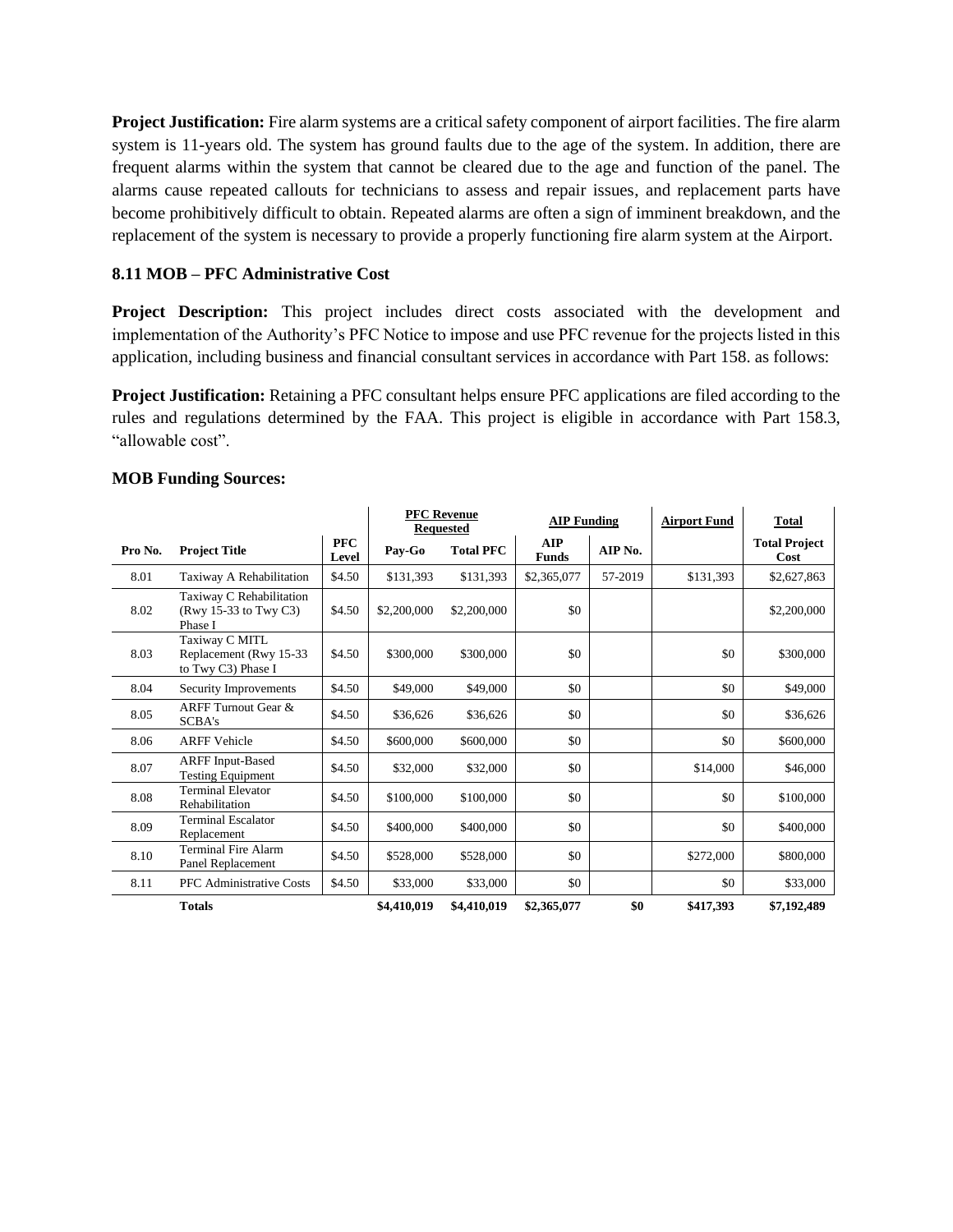**Project Justification:** Fire alarm systems are a critical safety component of airport facilities. The fire alarm system is 11-years old. The system has ground faults due to the age of the system. In addition, there are frequent alarms within the system that cannot be cleared due to the age and function of the panel. The alarms cause repeated callouts for technicians to assess and repair issues, and replacement parts have become prohibitively difficult to obtain. Repeated alarms are often a sign of imminent breakdown, and the replacement of the system is necessary to provide a properly functioning fire alarm system at the Airport.

### 8.11 MOB – PFC Administrative Cost

**Project Description:** This project includes direct costs associated with the development and implementation of the Authority's PFC Notice to impose and use PFC revenue for the projects listed in this application, including business and financial consultant services in accordance with Part 158. as follows:

**Project Justification:** Retaining a PFC consultant helps ensure PFC applications are filed according to the rules and regulations determined by the FAA. This project is eligible in accordance with Part 158.3, "allowable cost".

**MOB Funding Sources:**

| | | | PFC Revenue Requested | | AIP Funding | | Airport Fund | Total |
|---|---|---|---|---|---|---|---|---|
| **Pro No.** | **Project Title** | **PFC Level** | **Pay-Go** | **Total PFC** | **AIP Funds** | **AIP No.** | | **Total Project Cost** |
| 8.01 | Taxiway A Rehabilitation | $4.50 | $131,393 | $131,393 | $2,365,077 | 57-2019 | $131,393 | $2,627,863 |
| 8.02 | Taxiway C Rehabilitation (Rwy 15-33 to Twy C3) Phase I | $4.50 | $2,200,000 | $2,200,000 | $0 | | | $2,200,000 |
| 8.03 | Taxiway C MITL Replacement (Rwy 15-33 to Twy C3) Phase I | $4.50 | $300,000 | $300,000 | $0 | | $0 | $300,000 |
| 8.04 | Security Improvements | $4.50 | $49,000 | $49,000 | $0 | | $0 | $49,000 |
| 8.05 | ARFF Turnout Gear & SCBA's | $4.50 | $36,626 | $36,626 | $0 | | $0 | $36,626 |
| 8.06 | ARFF Vehicle | $4.50 | $600,000 | $600,000 | $0 | | $0 | $600,000 |
| 8.07 | ARFF Input-Based Testing Equipment | $4.50 | $32,000 | $32,000 | $0 | | $14,000 | $46,000 |
| 8.08 | Terminal Elevator Rehabilitation | $4.50 | $100,000 | $100,000 | $0 | | $0 | $100,000 |
| 8.09 | Terminal Escalator Replacement | $4.50 | $400,000 | $400,000 | $0 | | $0 | $400,000 |
| 8.10 | Terminal Fire Alarm Panel Replacement | $4.50 | $528,000 | $528,000 | $0 | | $272,000 | $800,000 |
| 8.11 | PFC Administrative Costs | $4.50 | $33,000 | $33,000 | $0 | | $0 | $33,000 |
| | **Totals** | | **$4,410,019** | **$4,410,019** | **$2,365,077** | **$0** | **$417,393** | **$7,192,489** |